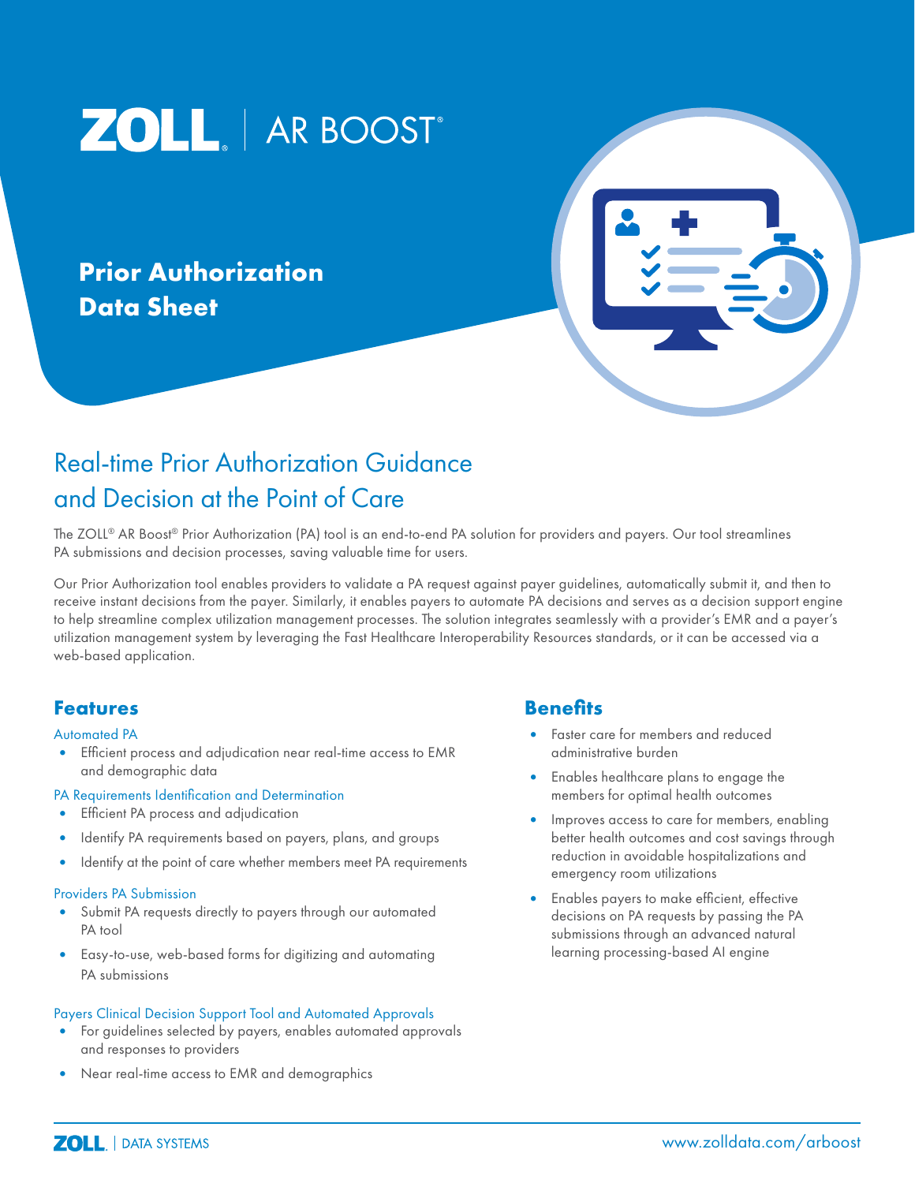# ZOLL | AR BOOST®

## Prior Authorization Data Sheet

## Real-time Prior Authorization Guidance and Decision at the Point of Care

The ZOLL® AR Boost® Prior Authorization (PA) tool is an end-to-end PA solution for providers and payers. Our tool streamlines PA submissions and decision processes, saving valuable time for users.

Our Prior Authorization tool enables providers to validate a PA request against payer guidelines, automatically submit it, and then to receive instant decisions from the payer. Similarly, it enables payers to automate PA decisions and serves as a decision support engine to help streamline complex utilization management processes. The solution integrates seamlessly with a provider's EMR and a payer's utilization management system by leveraging the Fast Healthcare Interoperability Resources standards, or it can be accessed via a web-based application.

### Features

#### Automated PA

- Efficient process and adjudication near real-time access to EMR and demographic data

#### PA Requirements Identification and Determination

- Efficient PA process and adjudication
- Identify PA requirements based on payers, plans, and groups
- Identify at the point of care whether members meet PA requirements

#### Providers PA Submission

- Submit PA requests directly to payers through our automated PA tool
- Easy-to-use, web-based forms for digitizing and automating PA submissions

#### Payers Clinical Decision Support Tool and Automated Approvals

- For guidelines selected by payers, enables automated approvals and responses to providers
- Near real-time access to EMR and demographics

### Benefits

- Faster care for members and reduced administrative burden
- Enables healthcare plans to engage the members for optimal health outcomes
- Improves access to care for members, enabling better health outcomes and cost savings through reduction in avoidable hospitalizations and emergency room utilizations
- Enables payers to make efficient, effective decisions on PA requests by passing the PA submissions through an advanced natural learning processing-based AI engine

ZOLL | DATA SYSTEMS www.zolldata.com/arboost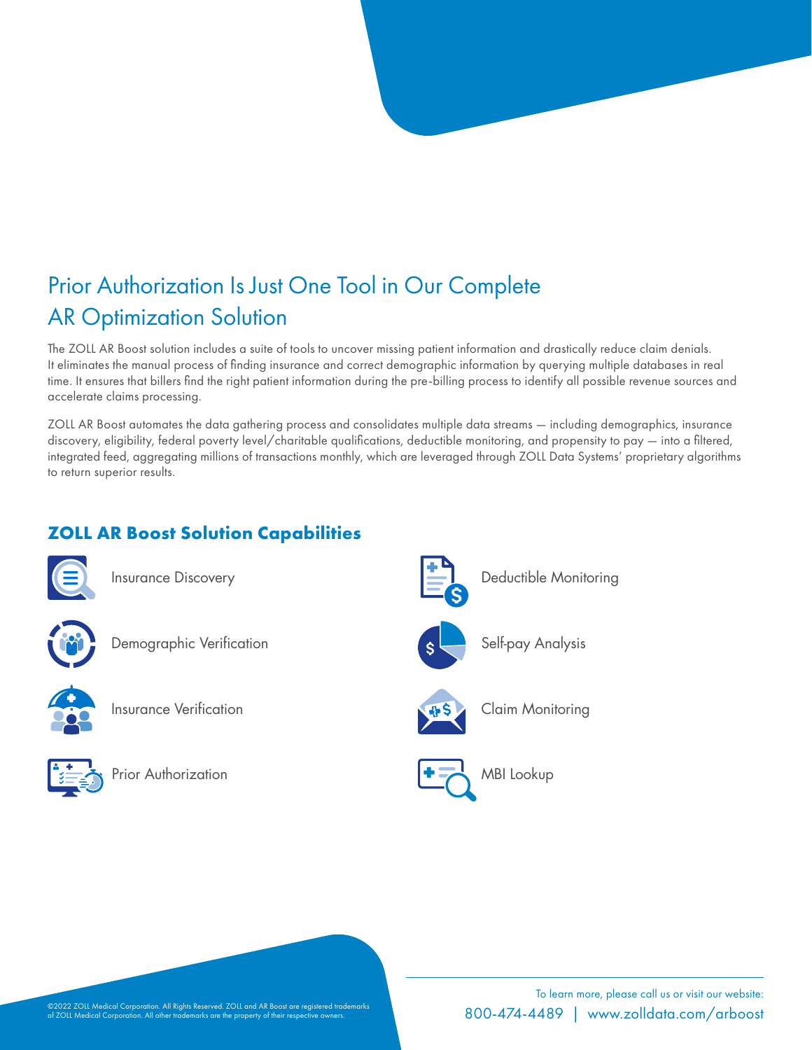# Prior Authorization Is Just One Tool in Our Complete AR Optimization Solution

The ZOLL AR Boost solution includes a suite of tools to uncover missing patient information and drastically reduce claim denials. It eliminates the manual process of finding insurance and correct demographic information by querying multiple databases in real time. It ensures that billers find the right patient information during the pre-billing process to identify all possible revenue sources and accelerate claims processing.

ZOLL AR Boost automates the data gathering process and consolidates multiple data streams — including demographics, insurance discovery, eligibility, federal poverty level/charitable qualifications, deductible monitoring, and propensity to pay — into a filtered, integrated feed, aggregating millions of transactions monthly, which are leveraged through ZOLL Data Systems' proprietary algorithms to return superior results.

## ZOLL AR Boost Solution Capabilities

- Insurance Discovery
- Demographic Verification
- Insurance Verification
- Prior Authorization
- Deductible Monitoring
- Self-pay Analysis
- Claim Monitoring
- MBI Lookup

©2022 ZOLL Medical Corporation. All Rights Reserved. ZOLL and AR Boost are registered trademarks of ZOLL Medical Corporation. All other trademarks are the property of their respective owners.

To learn more, please call us or visit our website:
800-474-4489 | www.zolldata.com/arboost